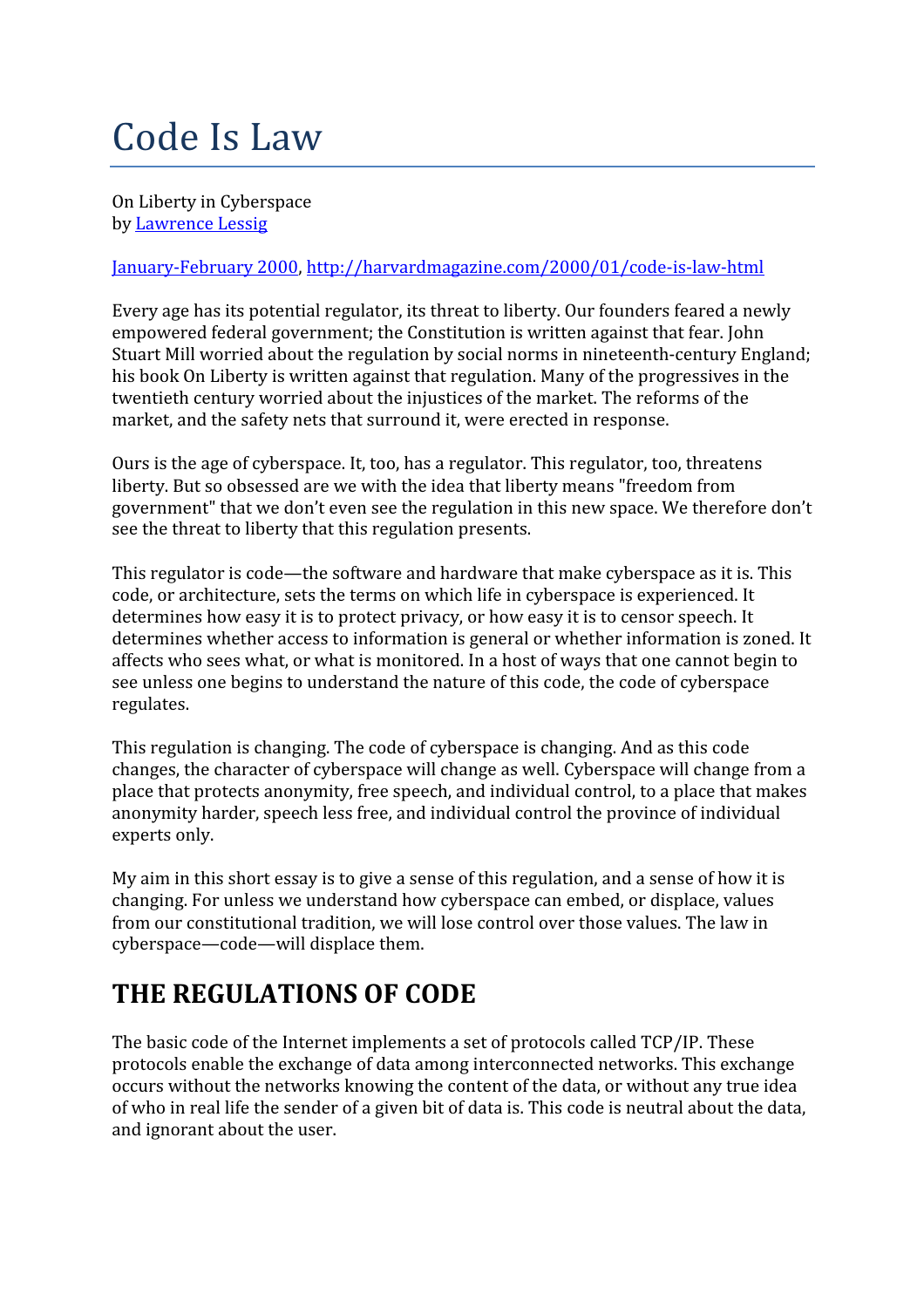# Code Is Law

On Liberty in Cyberspace
by [Lawrence Lessig](Lawrence Lessig)

[January-February 2000](January-February 2000), [http://harvardmagazine.com/2000/01/code-is-law-html](http://harvardmagazine.com/2000/01/code-is-law-html)

Every age has its potential regulator, its threat to liberty. Our founders feared a newly empowered federal government; the Constitution is written against that fear. John Stuart Mill worried about the regulation by social norms in nineteenth-century England; his book On Liberty is written against that regulation. Many of the progressives in the twentieth century worried about the injustices of the market. The reforms of the market, and the safety nets that surround it, were erected in response.

Ours is the age of cyberspace. It, too, has a regulator. This regulator, too, threatens liberty. But so obsessed are we with the idea that liberty means "freedom from government" that we don't even see the regulation in this new space. We therefore don't see the threat to liberty that this regulation presents.

This regulator is code—the software and hardware that make cyberspace as it is. This code, or architecture, sets the terms on which life in cyberspace is experienced. It determines how easy it is to protect privacy, or how easy it is to censor speech. It determines whether access to information is general or whether information is zoned. It affects who sees what, or what is monitored. In a host of ways that one cannot begin to see unless one begins to understand the nature of this code, the code of cyberspace regulates.

This regulation is changing. The code of cyberspace is changing. And as this code changes, the character of cyberspace will change as well. Cyberspace will change from a place that protects anonymity, free speech, and individual control, to a place that makes anonymity harder, speech less free, and individual control the province of individual experts only.

My aim in this short essay is to give a sense of this regulation, and a sense of how it is changing. For unless we understand how cyberspace can embed, or displace, values from our constitutional tradition, we will lose control over those values. The law in cyberspace—code—will displace them.

## THE REGULATIONS OF CODE

The basic code of the Internet implements a set of protocols called TCP/IP. These protocols enable the exchange of data among interconnected networks. This exchange occurs without the networks knowing the content of the data, or without any true idea of who in real life the sender of a given bit of data is. This code is neutral about the data, and ignorant about the user.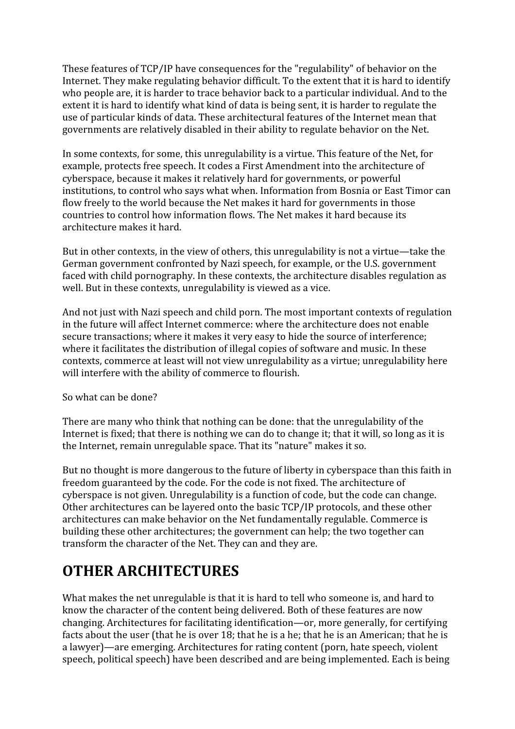These features of TCP/IP have consequences for the "regulability" of behavior on the Internet. They make regulating behavior difficult. To the extent that it is hard to identify who people are, it is harder to trace behavior back to a particular individual. And to the extent it is hard to identify what kind of data is being sent, it is harder to regulate the use of particular kinds of data. These architectural features of the Internet mean that governments are relatively disabled in their ability to regulate behavior on the Net.

In some contexts, for some, this unregulability is a virtue. This feature of the Net, for example, protects free speech. It codes a First Amendment into the architecture of cyberspace, because it makes it relatively hard for governments, or powerful institutions, to control who says what when. Information from Bosnia or East Timor can flow freely to the world because the Net makes it hard for governments in those countries to control how information flows. The Net makes it hard because its architecture makes it hard.

But in other contexts, in the view of others, this unregulability is not a virtue—take the German government confronted by Nazi speech, for example, or the U.S. government faced with child pornography. In these contexts, the architecture disables regulation as well. But in these contexts, unregulability is viewed as a vice.

And not just with Nazi speech and child porn. The most important contexts of regulation in the future will affect Internet commerce: where the architecture does not enable secure transactions; where it makes it very easy to hide the source of interference; where it facilitates the distribution of illegal copies of software and music. In these contexts, commerce at least will not view unregulability as a virtue; unregulability here will interfere with the ability of commerce to flourish.

So what can be done?

There are many who think that nothing can be done: that the unregulability of the Internet is fixed; that there is nothing we can do to change it; that it will, so long as it is the Internet, remain unregulable space. That its "nature" makes it so.

But no thought is more dangerous to the future of liberty in cyberspace than this faith in freedom guaranteed by the code. For the code is not fixed. The architecture of cyberspace is not given. Unregulability is a function of code, but the code can change. Other architectures can be layered onto the basic TCP/IP protocols, and these other architectures can make behavior on the Net fundamentally regulable. Commerce is building these other architectures; the government can help; the two together can transform the character of the Net. They can and they are.

## OTHER ARCHITECTURES

What makes the net unregulable is that it is hard to tell who someone is, and hard to know the character of the content being delivered. Both of these features are now changing. Architectures for facilitating identification—or, more generally, for certifying facts about the user (that he is over 18; that he is a he; that he is an American; that he is a lawyer)—are emerging. Architectures for rating content (porn, hate speech, violent speech, political speech) have been described and are being implemented. Each is being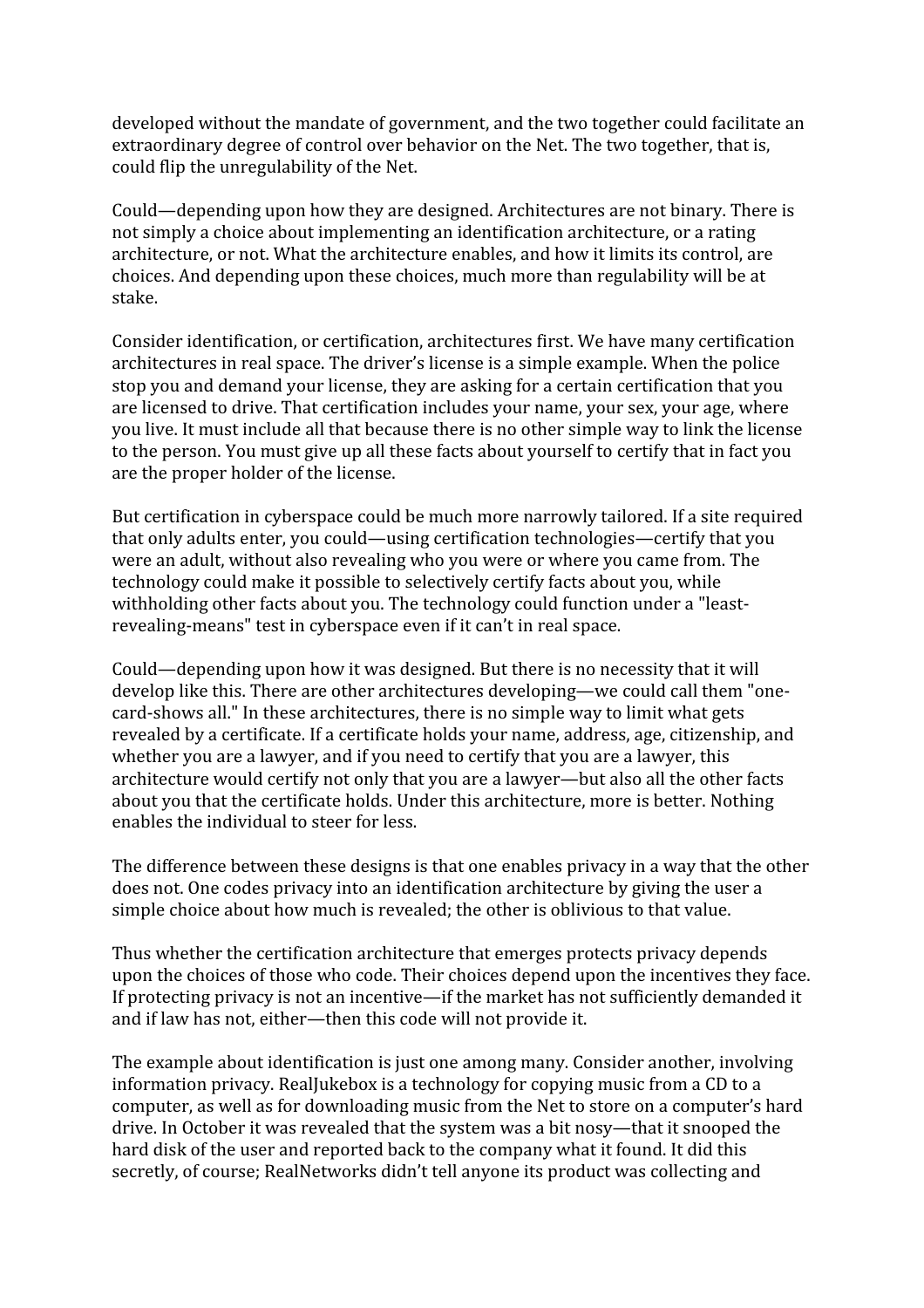developed without the mandate of government, and the two together could facilitate an extraordinary degree of control over behavior on the Net. The two together, that is, could flip the unregulability of the Net.

Could—depending upon how they are designed. Architectures are not binary. There is not simply a choice about implementing an identification architecture, or a rating architecture, or not. What the architecture enables, and how it limits its control, are choices. And depending upon these choices, much more than regulability will be at stake.

Consider identification, or certification, architectures first. We have many certification architectures in real space. The driver's license is a simple example. When the police stop you and demand your license, they are asking for a certain certification that you are licensed to drive. That certification includes your name, your sex, your age, where you live. It must include all that because there is no other simple way to link the license to the person. You must give up all these facts about yourself to certify that in fact you are the proper holder of the license.

But certification in cyberspace could be much more narrowly tailored. If a site required that only adults enter, you could—using certification technologies—certify that you were an adult, without also revealing who you were or where you came from. The technology could make it possible to selectively certify facts about you, while withholding other facts about you. The technology could function under a "least-revealing-means" test in cyberspace even if it can't in real space.

Could—depending upon how it was designed. But there is no necessity that it will develop like this. There are other architectures developing—we could call them "one-card-shows all." In these architectures, there is no simple way to limit what gets revealed by a certificate. If a certificate holds your name, address, age, citizenship, and whether you are a lawyer, and if you need to certify that you are a lawyer, this architecture would certify not only that you are a lawyer—but also all the other facts about you that the certificate holds. Under this architecture, more is better. Nothing enables the individual to steer for less.

The difference between these designs is that one enables privacy in a way that the other does not. One codes privacy into an identification architecture by giving the user a simple choice about how much is revealed; the other is oblivious to that value.

Thus whether the certification architecture that emerges protects privacy depends upon the choices of those who code. Their choices depend upon the incentives they face. If protecting privacy is not an incentive—if the market has not sufficiently demanded it and if law has not, either—then this code will not provide it.

The example about identification is just one among many. Consider another, involving information privacy. RealJukebox is a technology for copying music from a CD to a computer, as well as for downloading music from the Net to store on a computer's hard drive. In October it was revealed that the system was a bit nosy—that it snooped the hard disk of the user and reported back to the company what it found. It did this secretly, of course; RealNetworks didn't tell anyone its product was collecting and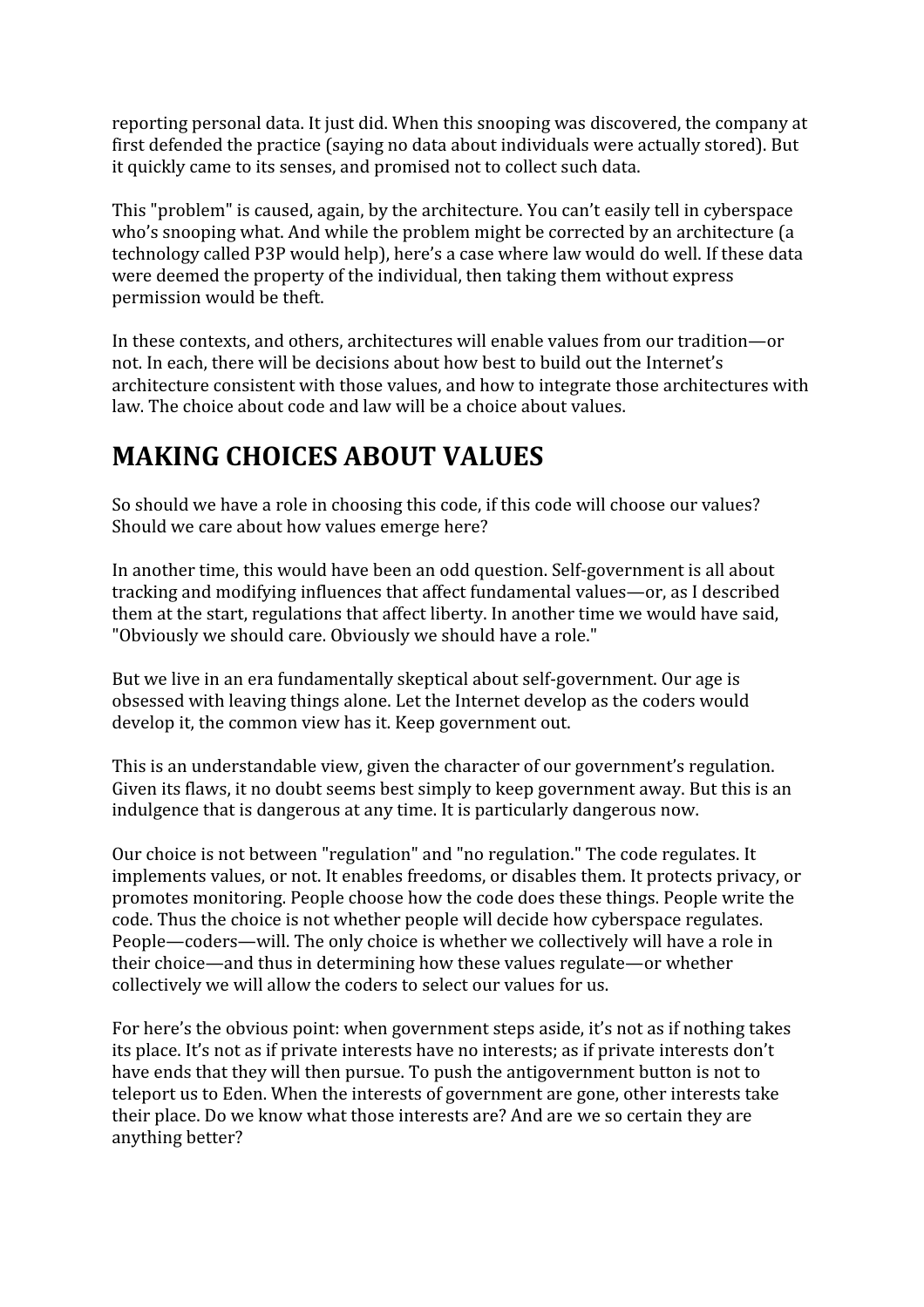reporting personal data. It just did. When this snooping was discovered, the company at first defended the practice (saying no data about individuals were actually stored). But it quickly came to its senses, and promised not to collect such data.

This "problem" is caused, again, by the architecture. You can't easily tell in cyberspace who's snooping what. And while the problem might be corrected by an architecture (a technology called P3P would help), here's a case where law would do well. If these data were deemed the property of the individual, then taking them without express permission would be theft.

In these contexts, and others, architectures will enable values from our tradition—or not. In each, there will be decisions about how best to build out the Internet's architecture consistent with those values, and how to integrate those architectures with law. The choice about code and law will be a choice about values.

# MAKING CHOICES ABOUT VALUES

So should we have a role in choosing this code, if this code will choose our values? Should we care about how values emerge here?

In another time, this would have been an odd question. Self-government is all about tracking and modifying influences that affect fundamental values—or, as I described them at the start, regulations that affect liberty. In another time we would have said, "Obviously we should care. Obviously we should have a role."

But we live in an era fundamentally skeptical about self-government. Our age is obsessed with leaving things alone. Let the Internet develop as the coders would develop it, the common view has it. Keep government out.

This is an understandable view, given the character of our government's regulation. Given its flaws, it no doubt seems best simply to keep government away. But this is an indulgence that is dangerous at any time. It is particularly dangerous now.

Our choice is not between "regulation" and "no regulation." The code regulates. It implements values, or not. It enables freedoms, or disables them. It protects privacy, or promotes monitoring. People choose how the code does these things. People write the code. Thus the choice is not whether people will decide how cyberspace regulates. People—coders—will. The only choice is whether we collectively will have a role in their choice—and thus in determining how these values regulate—or whether collectively we will allow the coders to select our values for us.

For here's the obvious point: when government steps aside, it's not as if nothing takes its place. It's not as if private interests have no interests; as if private interests don't have ends that they will then pursue. To push the antigovernment button is not to teleport us to Eden. When the interests of government are gone, other interests take their place. Do we know what those interests are? And are we so certain they are anything better?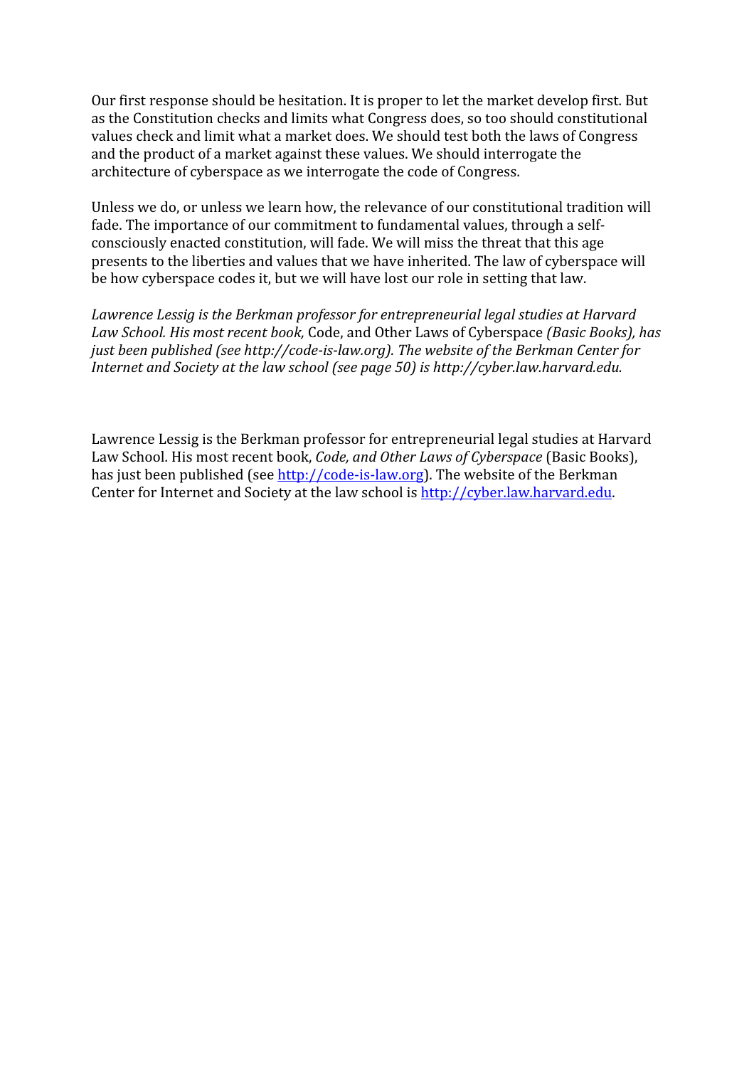Our first response should be hesitation. It is proper to let the market develop first. But as the Constitution checks and limits what Congress does, so too should constitutional values check and limit what a market does. We should test both the laws of Congress and the product of a market against these values. We should interrogate the architecture of cyberspace as we interrogate the code of Congress.

Unless we do, or unless we learn how, the relevance of our constitutional tradition will fade. The importance of our commitment to fundamental values, through a self-consciously enacted constitution, will fade. We will miss the threat that this age presents to the liberties and values that we have inherited. The law of cyberspace will be how cyberspace codes it, but we will have lost our role in setting that law.

*Lawrence Lessig is the Berkman professor for entrepreneurial legal studies at Harvard Law School. His most recent book,* Code, and Other Laws of Cyberspace *(Basic Books), has just been published (see http://code-is-law.org). The website of the Berkman Center for Internet and Society at the law school (see page 50) is http://cyber.law.harvard.edu.*

Lawrence Lessig is the Berkman professor for entrepreneurial legal studies at Harvard Law School. His most recent book, *Code, and Other Laws of Cyberspace* (Basic Books), has just been published (see http://code-is-law.org). The website of the Berkman Center for Internet and Society at the law school is http://cyber.law.harvard.edu.